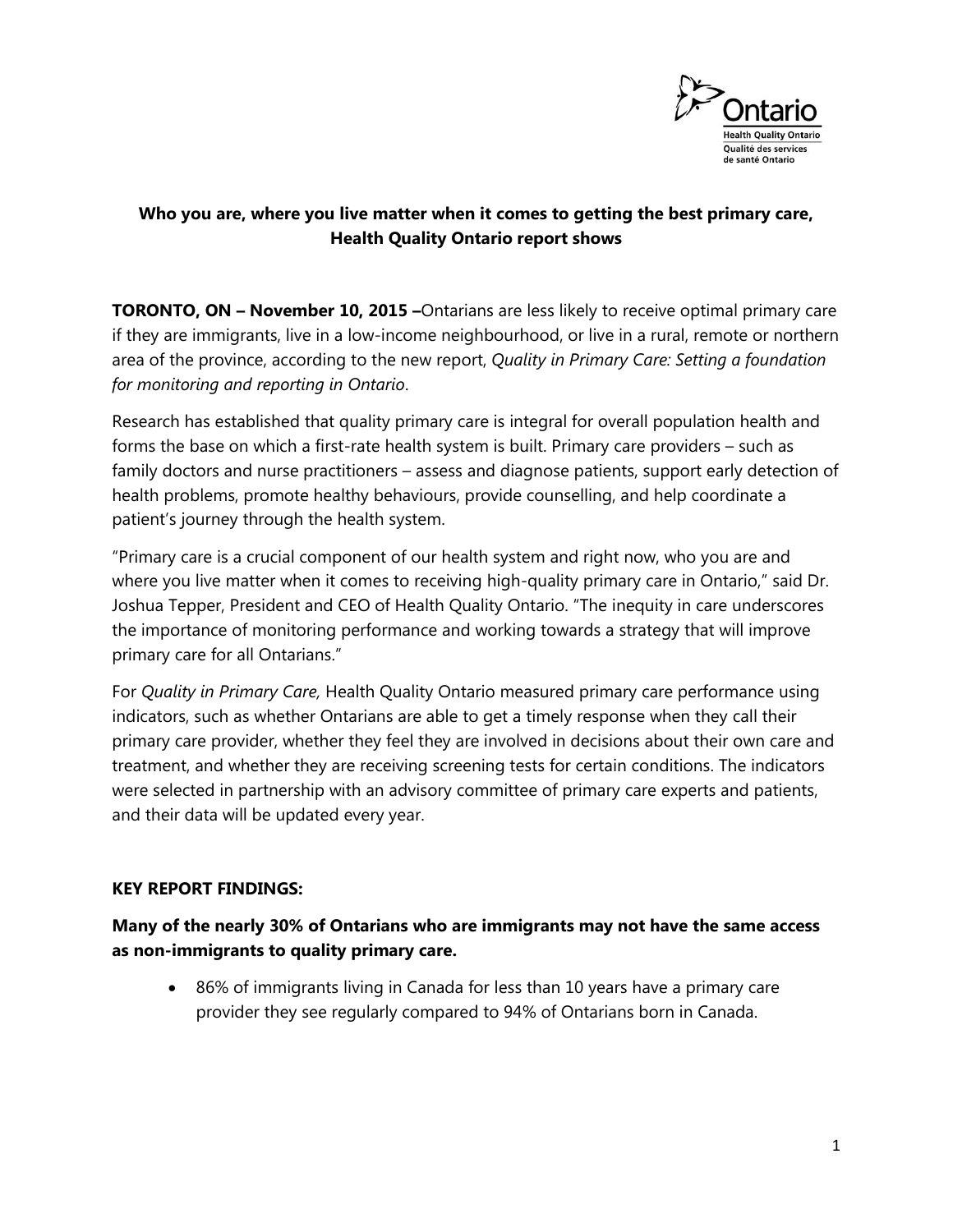**Who you are, where you live matter when it comes to getting the best primary care, Health Quality Ontario report shows**

**TORONTO, ON – November 10, 2015 –**Ontarians are less likely to receive optimal primary care if they are immigrants, live in a low-income neighbourhood, or live in a rural, remote or northern area of the province, according to the new report, *Quality in Primary Care: Setting a foundation for monitoring and reporting in Ontario*.

Research has established that quality primary care is integral for overall population health and forms the base on which a first-rate health system is built. Primary care providers – such as family doctors and nurse practitioners – assess and diagnose patients, support early detection of health problems, promote healthy behaviours, provide counselling, and help coordinate a patient's journey through the health system.

"Primary care is a crucial component of our health system and right now, who you are and where you live matter when it comes to receiving high-quality primary care in Ontario," said Dr. Joshua Tepper, President and CEO of Health Quality Ontario. "The inequity in care underscores the importance of monitoring performance and working towards a strategy that will improve primary care for all Ontarians."

For *Quality in Primary Care,* Health Quality Ontario measured primary care performance using indicators, such as whether Ontarians are able to get a timely response when they call their primary care provider, whether they feel they are involved in decisions about their own care and treatment, and whether they are receiving screening tests for certain conditions. The indicators were selected in partnership with an advisory committee of primary care experts and patients, and their data will be updated every year.

**KEY REPORT FINDINGS:**

**Many of the nearly 30% of Ontarians who are immigrants may not have the same access as non-immigrants to quality primary care.**

- 86% of immigrants living in Canada for less than 10 years have a primary care provider they see regularly compared to 94% of Ontarians born in Canada.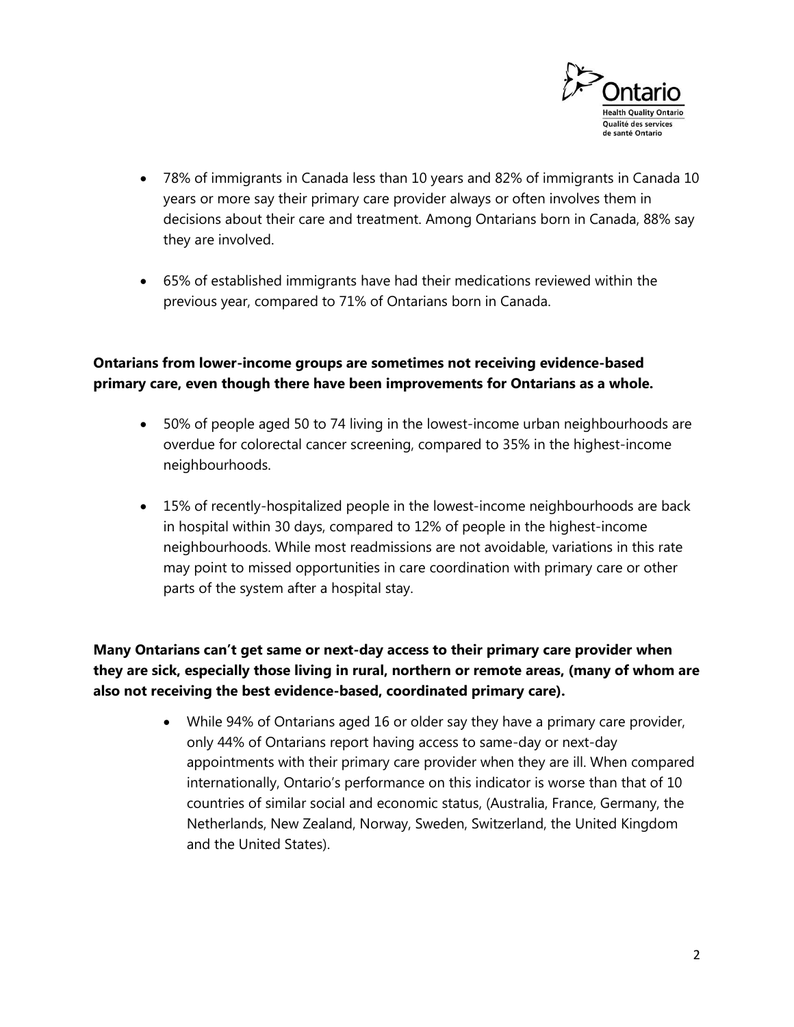- 78% of immigrants in Canada less than 10 years and 82% of immigrants in Canada 10 years or more say their primary care provider always or often involves them in decisions about their care and treatment. Among Ontarians born in Canada, 88% say they are involved.

- 65% of established immigrants have had their medications reviewed within the previous year, compared to 71% of Ontarians born in Canada.

**Ontarians from lower-income groups are sometimes not receiving evidence-based primary care, even though there have been improvements for Ontarians as a whole.**

- 50% of people aged 50 to 74 living in the lowest-income urban neighbourhoods are overdue for colorectal cancer screening, compared to 35% in the highest-income neighbourhoods.

- 15% of recently-hospitalized people in the lowest-income neighbourhoods are back in hospital within 30 days, compared to 12% of people in the highest-income neighbourhoods. While most readmissions are not avoidable, variations in this rate may point to missed opportunities in care coordination with primary care or other parts of the system after a hospital stay.

**Many Ontarians can't get same or next-day access to their primary care provider when they are sick, especially those living in rural, northern or remote areas, (many of whom are also not receiving the best evidence-based, coordinated primary care).**

- While 94% of Ontarians aged 16 or older say they have a primary care provider, only 44% of Ontarians report having access to same-day or next-day appointments with their primary care provider when they are ill. When compared internationally, Ontario's performance on this indicator is worse than that of 10 countries of similar social and economic status, (Australia, France, Germany, the Netherlands, New Zealand, Norway, Sweden, Switzerland, the United Kingdom and the United States).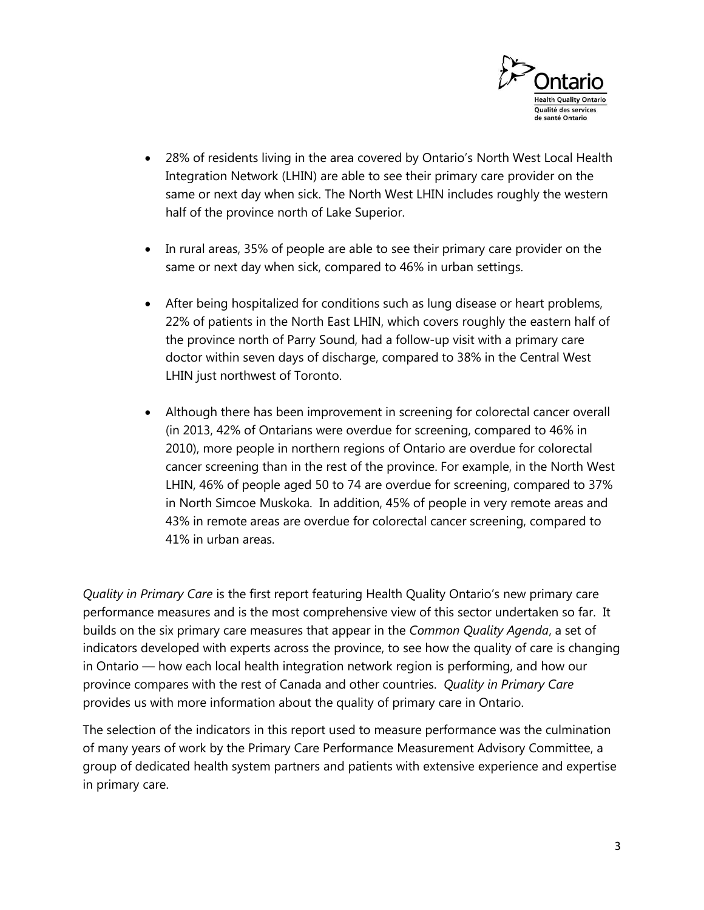- 28% of residents living in the area covered by Ontario's North West Local Health Integration Network (LHIN) are able to see their primary care provider on the same or next day when sick. The North West LHIN includes roughly the western half of the province north of Lake Superior.

- In rural areas, 35% of people are able to see their primary care provider on the same or next day when sick, compared to 46% in urban settings.

- After being hospitalized for conditions such as lung disease or heart problems, 22% of patients in the North East LHIN, which covers roughly the eastern half of the province north of Parry Sound, had a follow-up visit with a primary care doctor within seven days of discharge, compared to 38% in the Central West LHIN just northwest of Toronto.

- Although there has been improvement in screening for colorectal cancer overall (in 2013, 42% of Ontarians were overdue for screening, compared to 46% in 2010), more people in northern regions of Ontario are overdue for colorectal cancer screening than in the rest of the province. For example, in the North West LHIN, 46% of people aged 50 to 74 are overdue for screening, compared to 37% in North Simcoe Muskoka. In addition, 45% of people in very remote areas and 43% in remote areas are overdue for colorectal cancer screening, compared to 41% in urban areas.

*Quality in Primary Care* is the first report featuring Health Quality Ontario's new primary care performance measures and is the most comprehensive view of this sector undertaken so far. It builds on the six primary care measures that appear in the *Common Quality Agenda*, a set of indicators developed with experts across the province, to see how the quality of care is changing in Ontario — how each local health integration network region is performing, and how our province compares with the rest of Canada and other countries. *Quality in Primary Care* provides us with more information about the quality of primary care in Ontario.

The selection of the indicators in this report used to measure performance was the culmination of many years of work by the Primary Care Performance Measurement Advisory Committee, a group of dedicated health system partners and patients with extensive experience and expertise in primary care.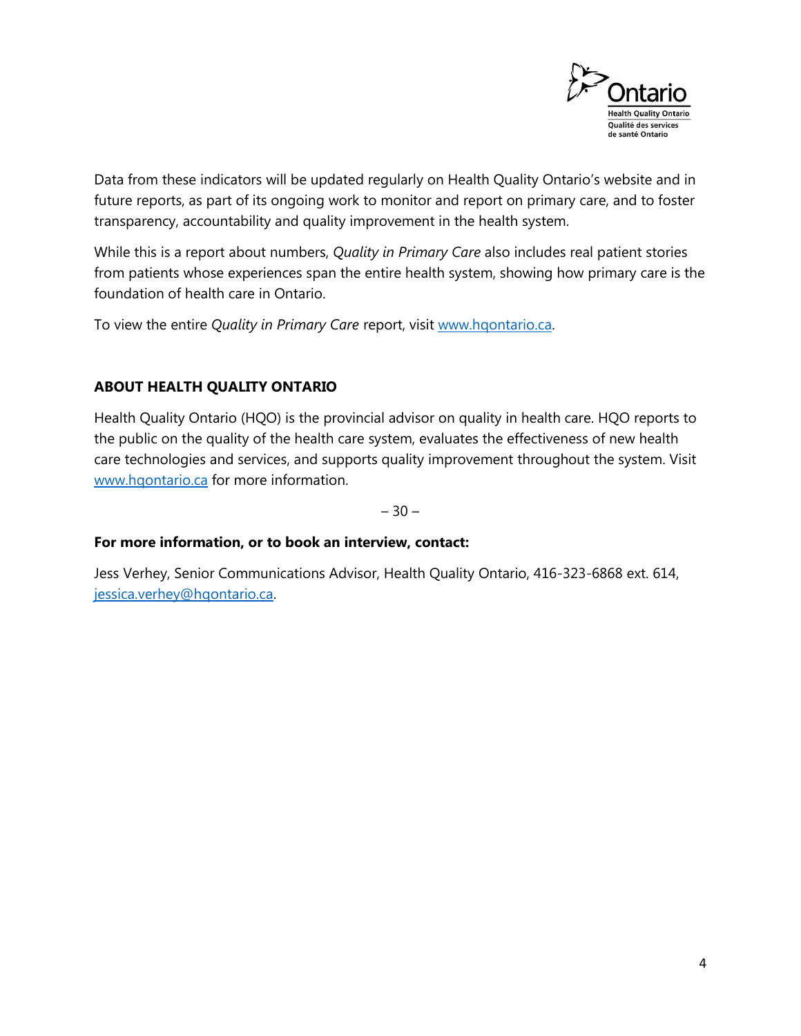Data from these indicators will be updated regularly on Health Quality Ontario's website and in future reports, as part of its ongoing work to monitor and report on primary care, and to foster transparency, accountability and quality improvement in the health system.

While this is a report about numbers, *Quality in Primary Care* also includes real patient stories from patients whose experiences span the entire health system, showing how primary care is the foundation of health care in Ontario.

To view the entire *Quality in Primary Care* report, visit [www.hqontario.ca](http://www.hqontario.ca).

**ABOUT HEALTH QUALITY ONTARIO**

Health Quality Ontario (HQO) is the provincial advisor on quality in health care. HQO reports to the public on the quality of the health care system, evaluates the effectiveness of new health care technologies and services, and supports quality improvement throughout the system. Visit [www.hqontario.ca](http://www.hqontario.ca) for more information.

– 30 –

**For more information, or to book an interview, contact:**

Jess Verhey, Senior Communications Advisor, Health Quality Ontario, 416-323-6868 ext. 614, [jessica.verhey@hqontario.ca](mailto:jessica.verhey@hqontario.ca).